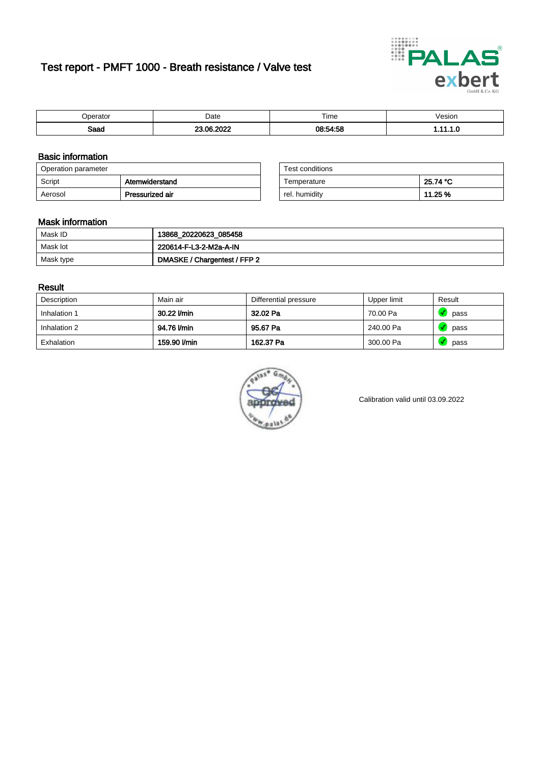# Test report - PMFT 1000 - Breath resistance / Valve test

| Operator | Date | Time | Vesion |
|---|---|---|---|
| **Saad** | **23.06.2022** | **08:54:58** | **1.11.1.0** |

## Basic information

| Operation parameter | |
|---|---|
| Script | **Atemwiderstand** |
| Aerosol | **Pressurized air** |

| Test conditions | |
|---|---|
| Temperature | **25.74 °C** |
| rel. humidity | **11.25 %** |

## Mask information

| | |
|---|---|
| Mask ID | **13868_20220623_085458** |
| Mask lot | **220614-F-L3-2-M2a-A-IN** |
| Mask type | **DMASKE / Chargentest / FFP 2** |

## Result

| Description | Main air | Differential pressure | Upper limit | Result |
|---|---|---|---|---|
| Inhalation 1 | **30.22 l/min** | **32.02 Pa** | 70.00 Pa | pass |
| Inhalation 2 | **94.76 l/min** | **95.67 Pa** | 240.00 Pa | pass |
| Exhalation | **159.90 l/min** | **162.37 Pa** | 300.00 Pa | pass |

Calibration valid until 03.09.2022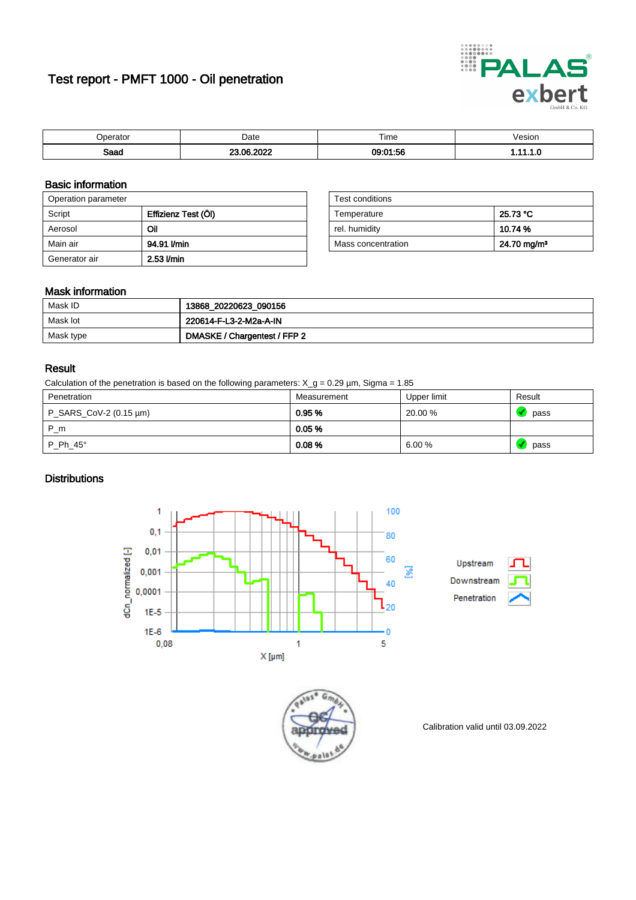# Test report - PMFT 1000 - Oil penetration

| Operator | Date | Time | Vesion |
|---|---|---|---|
| **Saad** | **23.06.2022** | **09:01:56** | **1.11.1.0** |

## Basic information

| Operation parameter | |
|---|---|
| Script | **Effizienz Test (Öl)** |
| Aerosol | **Oil** |
| Main air | **94.91 l/min** |
| Generator air | **2.53 l/min** |

| Test conditions | |
|---|---|
| Temperature | **25.73 °C** |
| rel. humidity | **10.74 %** |
| Mass concentration | **24.70 mg/m³** |

## Mask information

| | |
|---|---|
| Mask ID | **13868_20220623_090156** |
| Mask lot | **220614-F-L3-2-M2a-A-IN** |
| Mask type | **DMASKE / Chargentest / FFP 2** |

## Result

Calculation of the penetration is based on the following parameters: X_g = 0.29 µm, Sigma = 1.85

| Penetration | Measurement | Upper limit | Result |
|---|---|---|---|
| P_SARS_CoV-2 (0.15 µm) | **0.95 %** | 20.00 % | pass |
| P_m | **0.05 %** | | |
| P_Ph_45° | **0.08 %** | 6.00 % | pass |

## Distributions

dCn_normalized [-]
1
0,1
0,01
0,001
0,0001
1E-5
1E-6
0,08
1
5
X [µm]
[%]
100
80
60
40
20
0
Upstream
Downstream
Penetration

Calibration valid until 03.09.2022